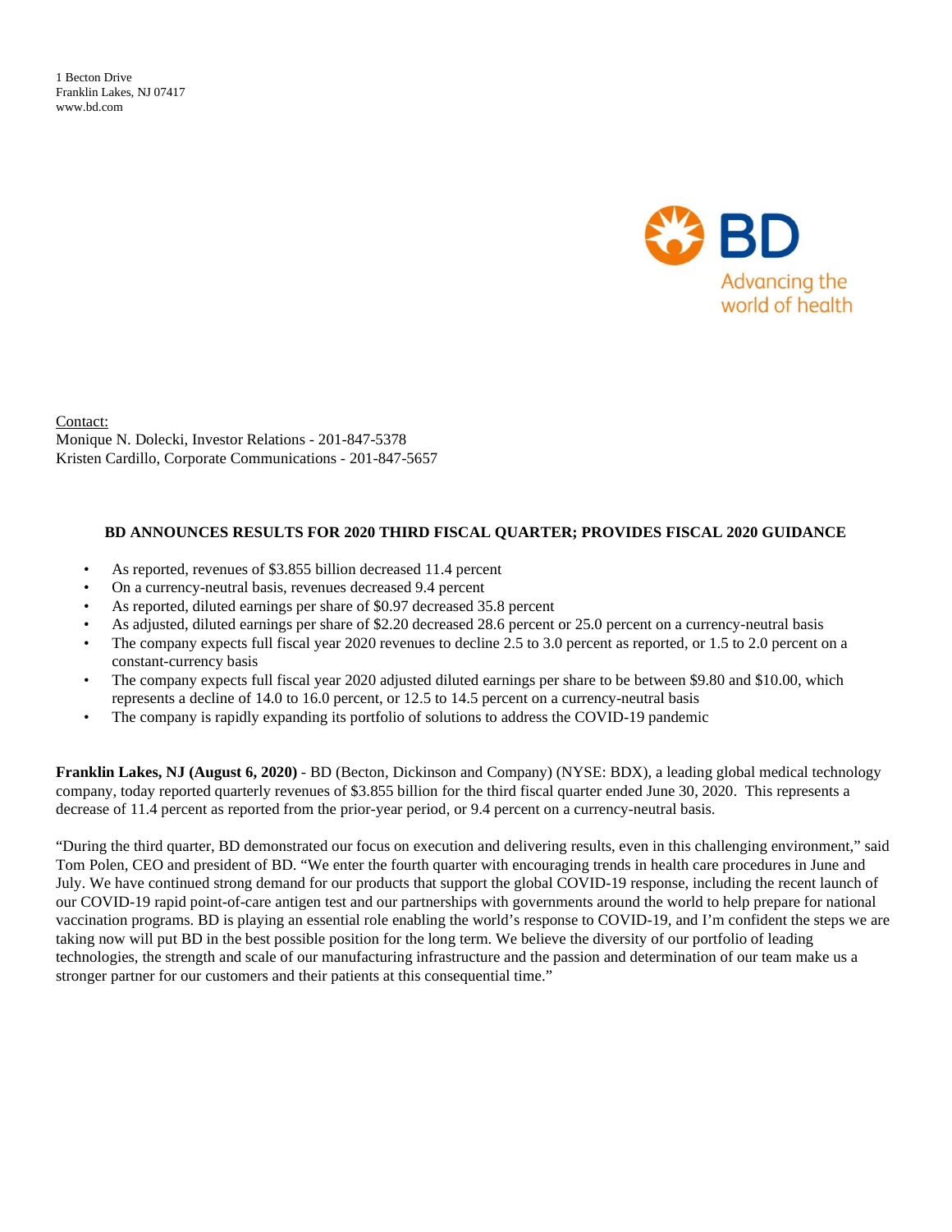1 Becton Drive
Franklin Lakes, NJ 07417
www.bd.com

BD Advancing the world of health

Contact:
Monique N. Dolecki, Investor Relations - 201-847-5378
Kristen Cardillo, Corporate Communications - 201-847-5657

**BD ANNOUNCES RESULTS FOR 2020 THIRD FISCAL QUARTER; PROVIDES FISCAL 2020 GUIDANCE**

- As reported, revenues of $3.855 billion decreased 11.4 percent
- On a currency-neutral basis, revenues decreased 9.4 percent
- As reported, diluted earnings per share of $0.97 decreased 35.8 percent
- As adjusted, diluted earnings per share of $2.20 decreased 28.6 percent or 25.0 percent on a currency-neutral basis
- The company expects full fiscal year 2020 revenues to decline 2.5 to 3.0 percent as reported, or 1.5 to 2.0 percent on a constant-currency basis
- The company expects full fiscal year 2020 adjusted diluted earnings per share to be between $9.80 and $10.00, which represents a decline of 14.0 to 16.0 percent, or 12.5 to 14.5 percent on a currency-neutral basis
- The company is rapidly expanding its portfolio of solutions to address the COVID-19 pandemic

**Franklin Lakes, NJ (August 6, 2020)** - BD (Becton, Dickinson and Company) (NYSE: BDX), a leading global medical technology company, today reported quarterly revenues of $3.855 billion for the third fiscal quarter ended June 30, 2020. This represents a decrease of 11.4 percent as reported from the prior-year period, or 9.4 percent on a currency-neutral basis.

"During the third quarter, BD demonstrated our focus on execution and delivering results, even in this challenging environment," said Tom Polen, CEO and president of BD. "We enter the fourth quarter with encouraging trends in health care procedures in June and July. We have continued strong demand for our products that support the global COVID-19 response, including the recent launch of our COVID-19 rapid point-of-care antigen test and our partnerships with governments around the world to help prepare for national vaccination programs. BD is playing an essential role enabling the world's response to COVID-19, and I'm confident the steps we are taking now will put BD in the best possible position for the long term. We believe the diversity of our portfolio of leading technologies, the strength and scale of our manufacturing infrastructure and the passion and determination of our team make us a stronger partner for our customers and their patients at this consequential time."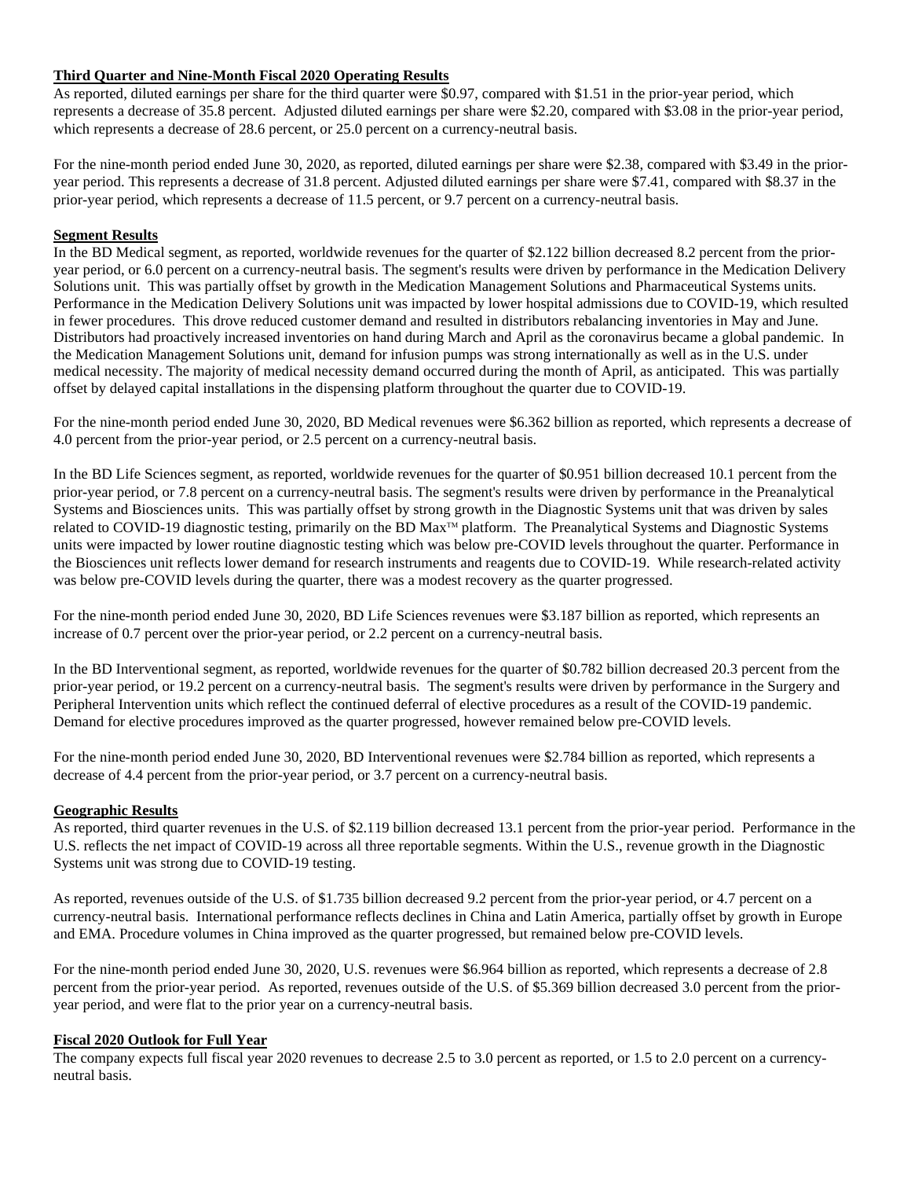**Third Quarter and Nine-Month Fiscal 2020 Operating Results**

As reported, diluted earnings per share for the third quarter were $0.97, compared with $1.51 in the prior-year period, which represents a decrease of 35.8 percent. Adjusted diluted earnings per share were $2.20, compared with $3.08 in the prior-year period, which represents a decrease of 28.6 percent, or 25.0 percent on a currency-neutral basis.

For the nine-month period ended June 30, 2020, as reported, diluted earnings per share were $2.38, compared with $3.49 in the prior-year period. This represents a decrease of 31.8 percent. Adjusted diluted earnings per share were $7.41, compared with $8.37 in the prior-year period, which represents a decrease of 11.5 percent, or 9.7 percent on a currency-neutral basis.

**Segment Results**

In the BD Medical segment, as reported, worldwide revenues for the quarter of $2.122 billion decreased 8.2 percent from the prior-year period, or 6.0 percent on a currency-neutral basis. The segment's results were driven by performance in the Medication Delivery Solutions unit. This was partially offset by growth in the Medication Management Solutions and Pharmaceutical Systems units. Performance in the Medication Delivery Solutions unit was impacted by lower hospital admissions due to COVID-19, which resulted in fewer procedures. This drove reduced customer demand and resulted in distributors rebalancing inventories in May and June. Distributors had proactively increased inventories on hand during March and April as the coronavirus became a global pandemic. In the Medication Management Solutions unit, demand for infusion pumps was strong internationally as well as in the U.S. under medical necessity. The majority of medical necessity demand occurred during the month of April, as anticipated. This was partially offset by delayed capital installations in the dispensing platform throughout the quarter due to COVID-19.

For the nine-month period ended June 30, 2020, BD Medical revenues were $6.362 billion as reported, which represents a decrease of 4.0 percent from the prior-year period, or 2.5 percent on a currency-neutral basis.

In the BD Life Sciences segment, as reported, worldwide revenues for the quarter of $0.951 billion decreased 10.1 percent from the prior-year period, or 7.8 percent on a currency-neutral basis. The segment's results were driven by performance in the Preanalytical Systems and Biosciences units. This was partially offset by strong growth in the Diagnostic Systems unit that was driven by sales related to COVID-19 diagnostic testing, primarily on the BD Max™ platform. The Preanalytical Systems and Diagnostic Systems units were impacted by lower routine diagnostic testing which was below pre-COVID levels throughout the quarter. Performance in the Biosciences unit reflects lower demand for research instruments and reagents due to COVID-19. While research-related activity was below pre-COVID levels during the quarter, there was a modest recovery as the quarter progressed.

For the nine-month period ended June 30, 2020, BD Life Sciences revenues were $3.187 billion as reported, which represents an increase of 0.7 percent over the prior-year period, or 2.2 percent on a currency-neutral basis.

In the BD Interventional segment, as reported, worldwide revenues for the quarter of $0.782 billion decreased 20.3 percent from the prior-year period, or 19.2 percent on a currency-neutral basis. The segment's results were driven by performance in the Surgery and Peripheral Intervention units which reflect the continued deferral of elective procedures as a result of the COVID-19 pandemic. Demand for elective procedures improved as the quarter progressed, however remained below pre-COVID levels.

For the nine-month period ended June 30, 2020, BD Interventional revenues were $2.784 billion as reported, which represents a decrease of 4.4 percent from the prior-year period, or 3.7 percent on a currency-neutral basis.

**Geographic Results**

As reported, third quarter revenues in the U.S. of $2.119 billion decreased 13.1 percent from the prior-year period. Performance in the U.S. reflects the net impact of COVID-19 across all three reportable segments. Within the U.S., revenue growth in the Diagnostic Systems unit was strong due to COVID-19 testing.

As reported, revenues outside of the U.S. of $1.735 billion decreased 9.2 percent from the prior-year period, or 4.7 percent on a currency-neutral basis. International performance reflects declines in China and Latin America, partially offset by growth in Europe and EMA. Procedure volumes in China improved as the quarter progressed, but remained below pre-COVID levels.

For the nine-month period ended June 30, 2020, U.S. revenues were $6.964 billion as reported, which represents a decrease of 2.8 percent from the prior-year period. As reported, revenues outside of the U.S. of $5.369 billion decreased 3.0 percent from the prior-year period, and were flat to the prior year on a currency-neutral basis.

**Fiscal 2020 Outlook for Full Year**

The company expects full fiscal year 2020 revenues to decrease 2.5 to 3.0 percent as reported, or 1.5 to 2.0 percent on a currency-neutral basis.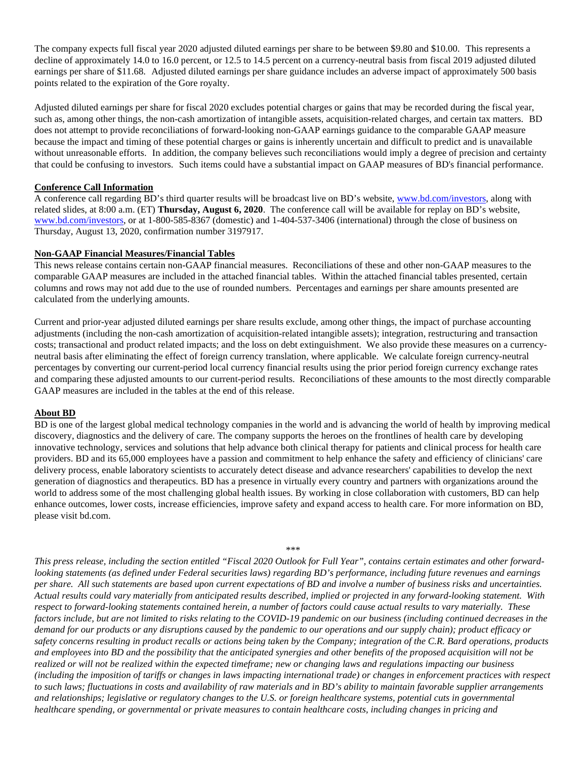The company expects full fiscal year 2020 adjusted diluted earnings per share to be between $9.80 and $10.00. This represents a decline of approximately 14.0 to 16.0 percent, or 12.5 to 14.5 percent on a currency-neutral basis from fiscal 2019 adjusted diluted earnings per share of $11.68. Adjusted diluted earnings per share guidance includes an adverse impact of approximately 500 basis points related to the expiration of the Gore royalty.

Adjusted diluted earnings per share for fiscal 2020 excludes potential charges or gains that may be recorded during the fiscal year, such as, among other things, the non-cash amortization of intangible assets, acquisition-related charges, and certain tax matters. BD does not attempt to provide reconciliations of forward-looking non-GAAP earnings guidance to the comparable GAAP measure because the impact and timing of these potential charges or gains is inherently uncertain and difficult to predict and is unavailable without unreasonable efforts. In addition, the company believes such reconciliations would imply a degree of precision and certainty that could be confusing to investors. Such items could have a substantial impact on GAAP measures of BD's financial performance.

**Conference Call Information**

A conference call regarding BD's third quarter results will be broadcast live on BD's website, www.bd.com/investors, along with related slides, at 8:00 a.m. (ET) **Thursday, August 6, 2020**. The conference call will be available for replay on BD's website, www.bd.com/investors, or at 1-800-585-8367 (domestic) and 1-404-537-3406 (international) through the close of business on Thursday, August 13, 2020, confirmation number 3197917.

**Non-GAAP Financial Measures/Financial Tables**

This news release contains certain non-GAAP financial measures. Reconciliations of these and other non-GAAP measures to the comparable GAAP measures are included in the attached financial tables. Within the attached financial tables presented, certain columns and rows may not add due to the use of rounded numbers. Percentages and earnings per share amounts presented are calculated from the underlying amounts.

Current and prior-year adjusted diluted earnings per share results exclude, among other things, the impact of purchase accounting adjustments (including the non-cash amortization of acquisition-related intangible assets); integration, restructuring and transaction costs; transactional and product related impacts; and the loss on debt extinguishment. We also provide these measures on a currency-neutral basis after eliminating the effect of foreign currency translation, where applicable. We calculate foreign currency-neutral percentages by converting our current-period local currency financial results using the prior period foreign currency exchange rates and comparing these adjusted amounts to our current-period results. Reconciliations of these amounts to the most directly comparable GAAP measures are included in the tables at the end of this release.

**About BD**

BD is one of the largest global medical technology companies in the world and is advancing the world of health by improving medical discovery, diagnostics and the delivery of care. The company supports the heroes on the frontlines of health care by developing innovative technology, services and solutions that help advance both clinical therapy for patients and clinical process for health care providers. BD and its 65,000 employees have a passion and commitment to help enhance the safety and efficiency of clinicians' care delivery process, enable laboratory scientists to accurately detect disease and advance researchers' capabilities to develop the next generation of diagnostics and therapeutics. BD has a presence in virtually every country and partners with organizations around the world to address some of the most challenging global health issues. By working in close collaboration with customers, BD can help enhance outcomes, lower costs, increase efficiencies, improve safety and expand access to health care. For more information on BD, please visit bd.com.

***

*This press release, including the section entitled "Fiscal 2020 Outlook for Full Year", contains certain estimates and other forward-looking statements (as defined under Federal securities laws) regarding BD's performance, including future revenues and earnings per share. All such statements are based upon current expectations of BD and involve a number of business risks and uncertainties. Actual results could vary materially from anticipated results described, implied or projected in any forward-looking statement. With respect to forward-looking statements contained herein, a number of factors could cause actual results to vary materially. These factors include, but are not limited to risks relating to the COVID-19 pandemic on our business (including continued decreases in the demand for our products or any disruptions caused by the pandemic to our operations and our supply chain); product efficacy or safety concerns resulting in product recalls or actions being taken by the Company; integration of the C.R. Bard operations, products and employees into BD and the possibility that the anticipated synergies and other benefits of the proposed acquisition will not be realized or will not be realized within the expected timeframe; new or changing laws and regulations impacting our business (including the imposition of tariffs or changes in laws impacting international trade) or changes in enforcement practices with respect to such laws; fluctuations in costs and availability of raw materials and in BD's ability to maintain favorable supplier arrangements and relationships; legislative or regulatory changes to the U.S. or foreign healthcare systems, potential cuts in governmental healthcare spending, or governmental or private measures to contain healthcare costs, including changes in pricing and*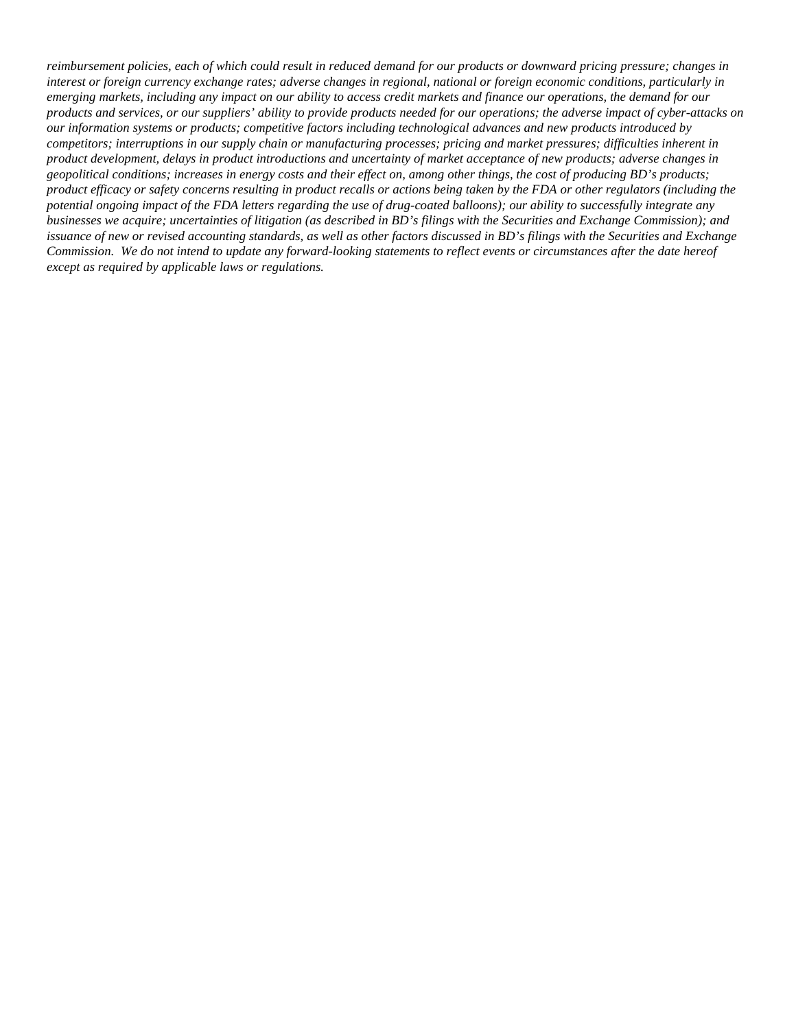*reimbursement policies, each of which could result in reduced demand for our products or downward pricing pressure; changes in interest or foreign currency exchange rates; adverse changes in regional, national or foreign economic conditions, particularly in emerging markets, including any impact on our ability to access credit markets and finance our operations, the demand for our products and services, or our suppliers' ability to provide products needed for our operations; the adverse impact of cyber-attacks on our information systems or products; competitive factors including technological advances and new products introduced by competitors; interruptions in our supply chain or manufacturing processes; pricing and market pressures; difficulties inherent in product development, delays in product introductions and uncertainty of market acceptance of new products; adverse changes in geopolitical conditions; increases in energy costs and their effect on, among other things, the cost of producing BD's products; product efficacy or safety concerns resulting in product recalls or actions being taken by the FDA or other regulators (including the potential ongoing impact of the FDA letters regarding the use of drug-coated balloons); our ability to successfully integrate any businesses we acquire; uncertainties of litigation (as described in BD's filings with the Securities and Exchange Commission); and issuance of new or revised accounting standards, as well as other factors discussed in BD's filings with the Securities and Exchange Commission. We do not intend to update any forward-looking statements to reflect events or circumstances after the date hereof except as required by applicable laws or regulations.*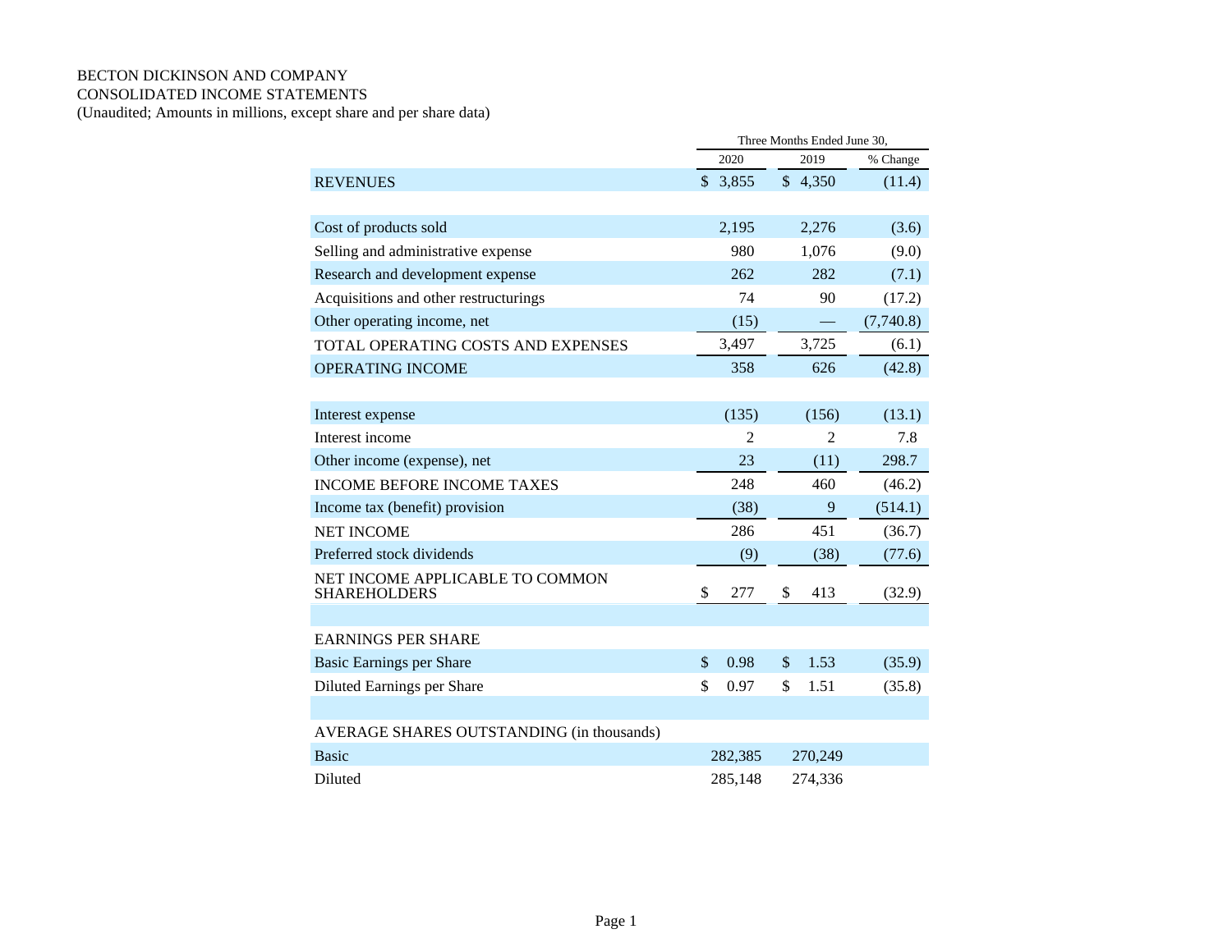BECTON DICKINSON AND COMPANY
CONSOLIDATED INCOME STATEMENTS
(Unaudited; Amounts in millions, except share and per share data)

| | Three Months Ended June 30, | | |
|---|---|---|---|
| | 2020 | 2019 | % Change |
| REVENUES | $ 3,855 | $ 4,350 | (11.4) |
| | | | |
| Cost of products sold | 2,195 | 2,276 | (3.6) |
| Selling and administrative expense | 980 | 1,076 | (9.0) |
| Research and development expense | 262 | 282 | (7.1) |
| Acquisitions and other restructurings | 74 | 90 | (17.2) |
| Other operating income, net | (15) | — | (7,740.8) |
| TOTAL OPERATING COSTS AND EXPENSES | 3,497 | 3,725 | (6.1) |
| OPERATING INCOME | 358 | 626 | (42.8) |
| | | | |
| Interest expense | (135) | (156) | (13.1) |
| Interest income | 2 | 2 | 7.8 |
| Other income (expense), net | 23 | (11) | 298.7 |
| INCOME BEFORE INCOME TAXES | 248 | 460 | (46.2) |
| Income tax (benefit) provision | (38) | 9 | (514.1) |
| NET INCOME | 286 | 451 | (36.7) |
| Preferred stock dividends | (9) | (38) | (77.6) |
| NET INCOME APPLICABLE TO COMMON SHAREHOLDERS | $ 277 | $ 413 | (32.9) |
| | | | |
| EARNINGS PER SHARE | | | |
| Basic Earnings per Share | $ 0.98 | $ 1.53 | (35.9) |
| Diluted Earnings per Share | $ 0.97 | $ 1.51 | (35.8) |
| | | | |
| AVERAGE SHARES OUTSTANDING (in thousands) | | | |
| Basic | 282,385 | 270,249 | |
| Diluted | 285,148 | 274,336 | |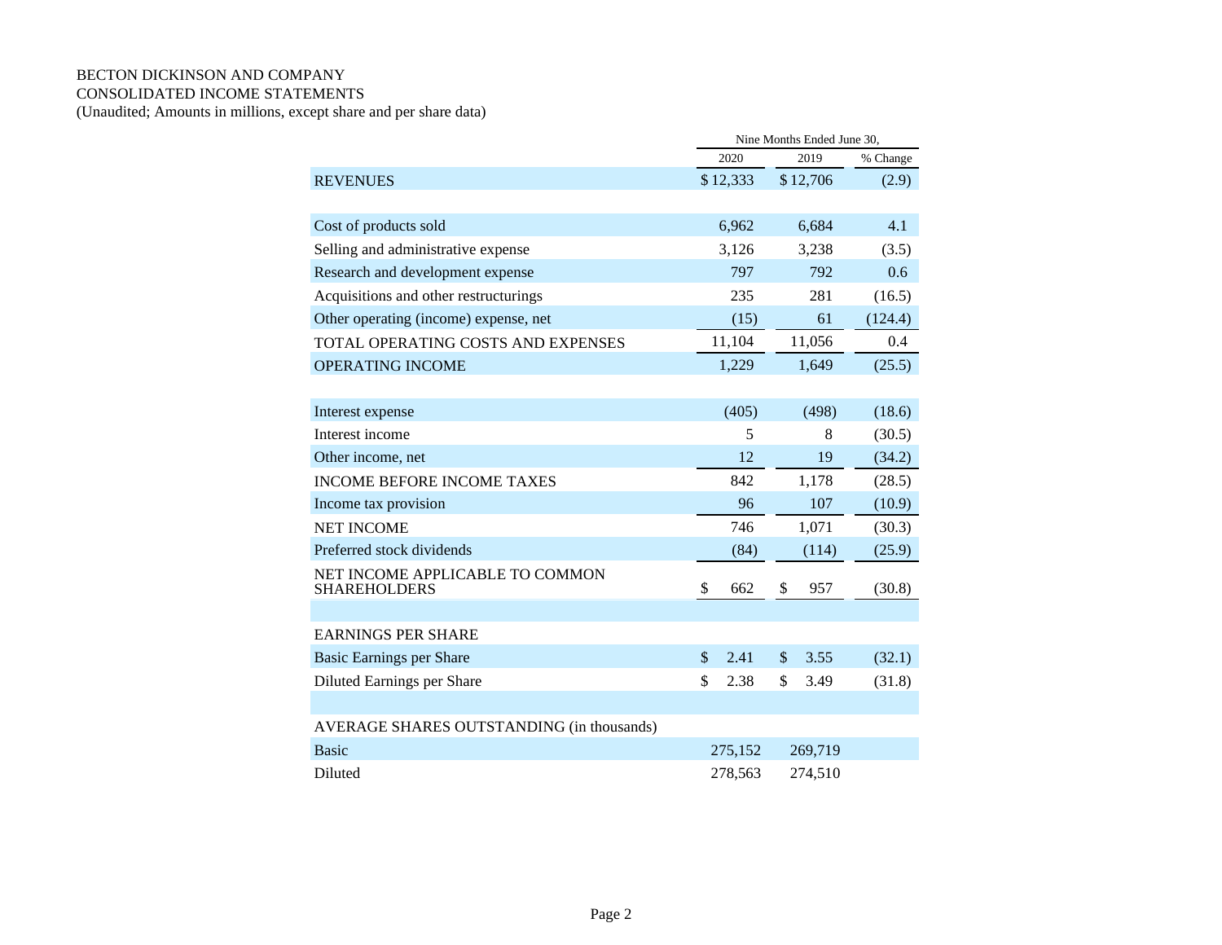BECTON DICKINSON AND COMPANY
CONSOLIDATED INCOME STATEMENTS
(Unaudited; Amounts in millions, except share and per share data)

| | Nine Months Ended June 30, | | |
|---|---|---|---|
| | 2020 | 2019 | % Change |
| REVENUES | $ 12,333 | $ 12,706 | (2.9) |
| | | | |
| Cost of products sold | 6,962 | 6,684 | 4.1 |
| Selling and administrative expense | 3,126 | 3,238 | (3.5) |
| Research and development expense | 797 | 792 | 0.6 |
| Acquisitions and other restructurings | 235 | 281 | (16.5) |
| Other operating (income) expense, net | (15) | 61 | (124.4) |
| TOTAL OPERATING COSTS AND EXPENSES | 11,104 | 11,056 | 0.4 |
| OPERATING INCOME | 1,229 | 1,649 | (25.5) |
| | | | |
| Interest expense | (405) | (498) | (18.6) |
| Interest income | 5 | 8 | (30.5) |
| Other income, net | 12 | 19 | (34.2) |
| INCOME BEFORE INCOME TAXES | 842 | 1,178 | (28.5) |
| Income tax provision | 96 | 107 | (10.9) |
| NET INCOME | 746 | 1,071 | (30.3) |
| Preferred stock dividends | (84) | (114) | (25.9) |
| NET INCOME APPLICABLE TO COMMON SHAREHOLDERS | $ 662 | $ 957 | (30.8) |
| | | | |
| EARNINGS PER SHARE | | | |
| Basic Earnings per Share | $ 2.41 | $ 3.55 | (32.1) |
| Diluted Earnings per Share | $ 2.38 | $ 3.49 | (31.8) |
| | | | |
| AVERAGE SHARES OUTSTANDING (in thousands) | | | |
| Basic | 275,152 | 269,719 | |
| Diluted | 278,563 | 274,510 | |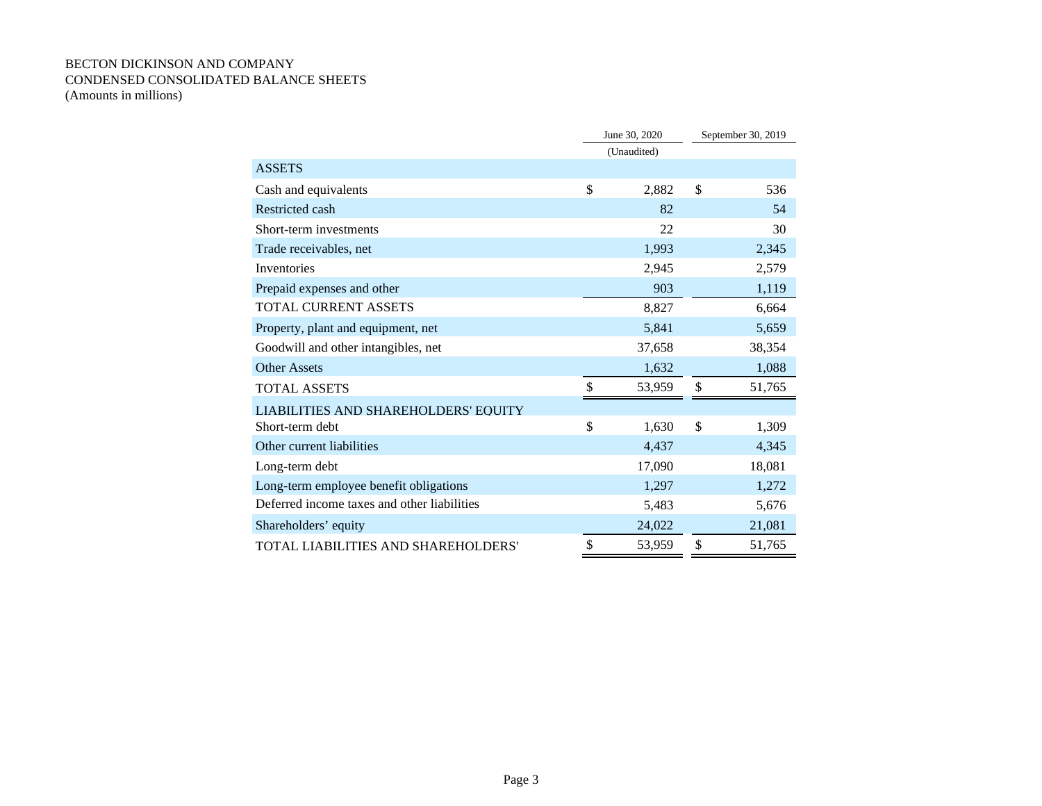BECTON DICKINSON AND COMPANY
CONDENSED CONSOLIDATED BALANCE SHEETS
(Amounts in millions)

| | June 30, 2020 | September 30, 2019 |
|---|---|---|
| | (Unaudited) | |
| ASSETS | | |
| Cash and equivalents | $ 2,882 | $ 536 |
| Restricted cash | 82 | 54 |
| Short-term investments | 22 | 30 |
| Trade receivables, net | 1,993 | 2,345 |
| Inventories | 2,945 | 2,579 |
| Prepaid expenses and other | 903 | 1,119 |
| TOTAL CURRENT ASSETS | 8,827 | 6,664 |
| Property, plant and equipment, net | 5,841 | 5,659 |
| Goodwill and other intangibles, net | 37,658 | 38,354 |
| Other Assets | 1,632 | 1,088 |
| TOTAL ASSETS | $ 53,959 | $ 51,765 |
| LIABILITIES AND SHAREHOLDERS' EQUITY | | |
| Short-term debt | $ 1,630 | $ 1,309 |
| Other current liabilities | 4,437 | 4,345 |
| Long-term debt | 17,090 | 18,081 |
| Long-term employee benefit obligations | 1,297 | 1,272 |
| Deferred income taxes and other liabilities | 5,483 | 5,676 |
| Shareholders' equity | 24,022 | 21,081 |
| TOTAL LIABILITIES AND SHAREHOLDERS' | $ 53,959 | $ 51,765 |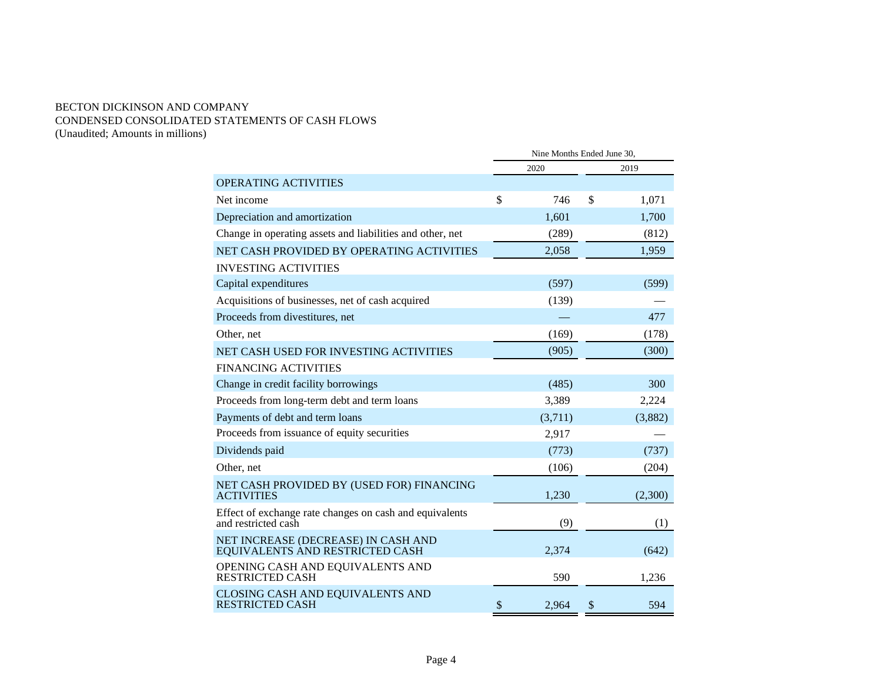BECTON DICKINSON AND COMPANY
CONDENSED CONSOLIDATED STATEMENTS OF CASH FLOWS
(Unaudited; Amounts in millions)

| | Nine Months Ended June 30, | |
|---|---|---|
| | 2020 | 2019 |
| OPERATING ACTIVITIES | | |
| Net income | $ 746 | $ 1,071 |
| Depreciation and amortization | 1,601 | 1,700 |
| Change in operating assets and liabilities and other, net | (289) | (812) |
| NET CASH PROVIDED BY OPERATING ACTIVITIES | 2,058 | 1,959 |
| INVESTING ACTIVITIES | | |
| Capital expenditures | (597) | (599) |
| Acquisitions of businesses, net of cash acquired | (139) | — |
| Proceeds from divestitures, net | — | 477 |
| Other, net | (169) | (178) |
| NET CASH USED FOR INVESTING ACTIVITIES | (905) | (300) |
| FINANCING ACTIVITIES | | |
| Change in credit facility borrowings | (485) | 300 |
| Proceeds from long-term debt and term loans | 3,389 | 2,224 |
| Payments of debt and term loans | (3,711) | (3,882) |
| Proceeds from issuance of equity securities | 2,917 | — |
| Dividends paid | (773) | (737) |
| Other, net | (106) | (204) |
| NET CASH PROVIDED BY (USED FOR) FINANCING ACTIVITIES | 1,230 | (2,300) |
| Effect of exchange rate changes on cash and equivalents and restricted cash | (9) | (1) |
| NET INCREASE (DECREASE) IN CASH AND EQUIVALENTS AND RESTRICTED CASH | 2,374 | (642) |
| OPENING CASH AND EQUIVALENTS AND RESTRICTED CASH | 590 | 1,236 |
| CLOSING CASH AND EQUIVALENTS AND RESTRICTED CASH | $ 2,964 | $ 594 |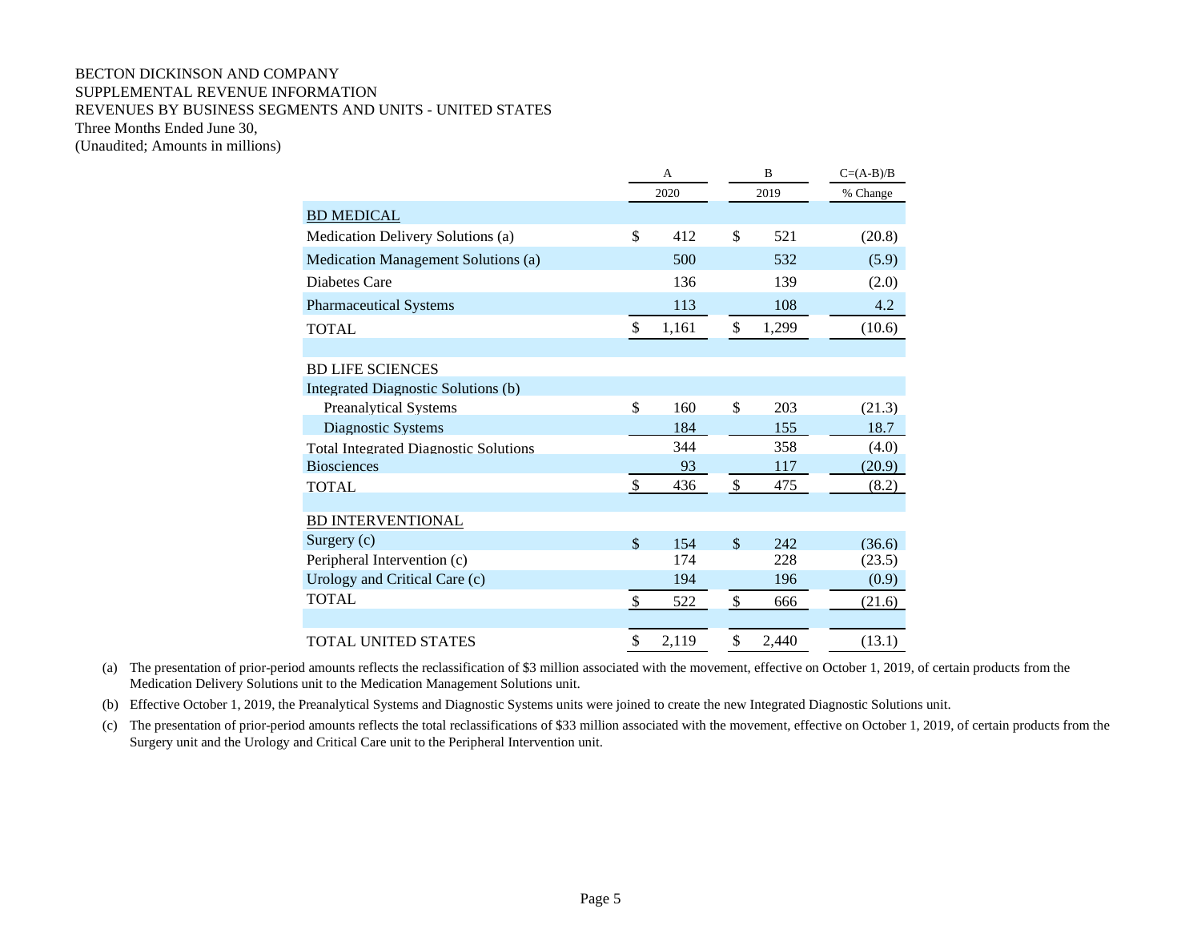BECTON DICKINSON AND COMPANY
SUPPLEMENTAL REVENUE INFORMATION
REVENUES BY BUSINESS SEGMENTS AND UNITS - UNITED STATES
Three Months Ended June 30,
(Unaudited; Amounts in millions)

| | A | B | C=(A-B)/B |
|---|---|---|---|
| | 2020 | 2019 | % Change |
| BD MEDICAL | | | |
| Medication Delivery Solutions (a) | $ 412 | $ 521 | (20.8) |
| Medication Management Solutions (a) | 500 | 532 | (5.9) |
| Diabetes Care | 136 | 139 | (2.0) |
| Pharmaceutical Systems | 113 | 108 | 4.2 |
| TOTAL | $ 1,161 | $ 1,299 | (10.6) |
| | | | |
| BD LIFE SCIENCES | | | |
| Integrated Diagnostic Solutions (b) | | | |
| Preanalytical Systems | $ 160 | $ 203 | (21.3) |
| Diagnostic Systems | 184 | 155 | 18.7 |
| Total Integrated Diagnostic Solutions | 344 | 358 | (4.0) |
| Biosciences | 93 | 117 | (20.9) |
| TOTAL | $ 436 | $ 475 | (8.2) |
| | | | |
| BD INTERVENTIONAL | | | |
| Surgery (c) | $ 154 | $ 242 | (36.6) |
| Peripheral Intervention (c) | 174 | 228 | (23.5) |
| Urology and Critical Care (c) | 194 | 196 | (0.9) |
| TOTAL | $ 522 | $ 666 | (21.6) |
| | | | |
| TOTAL UNITED STATES | $ 2,119 | $ 2,440 | (13.1) |

(a) The presentation of prior-period amounts reflects the reclassification of $3 million associated with the movement, effective on October 1, 2019, of certain products from the Medication Delivery Solutions unit to the Medication Management Solutions unit.

(b) Effective October 1, 2019, the Preanalytical Systems and Diagnostic Systems units were joined to create the new Integrated Diagnostic Solutions unit.

(c) The presentation of prior-period amounts reflects the total reclassifications of $33 million associated with the movement, effective on October 1, 2019, of certain products from the Surgery unit and the Urology and Critical Care unit to the Peripheral Intervention unit.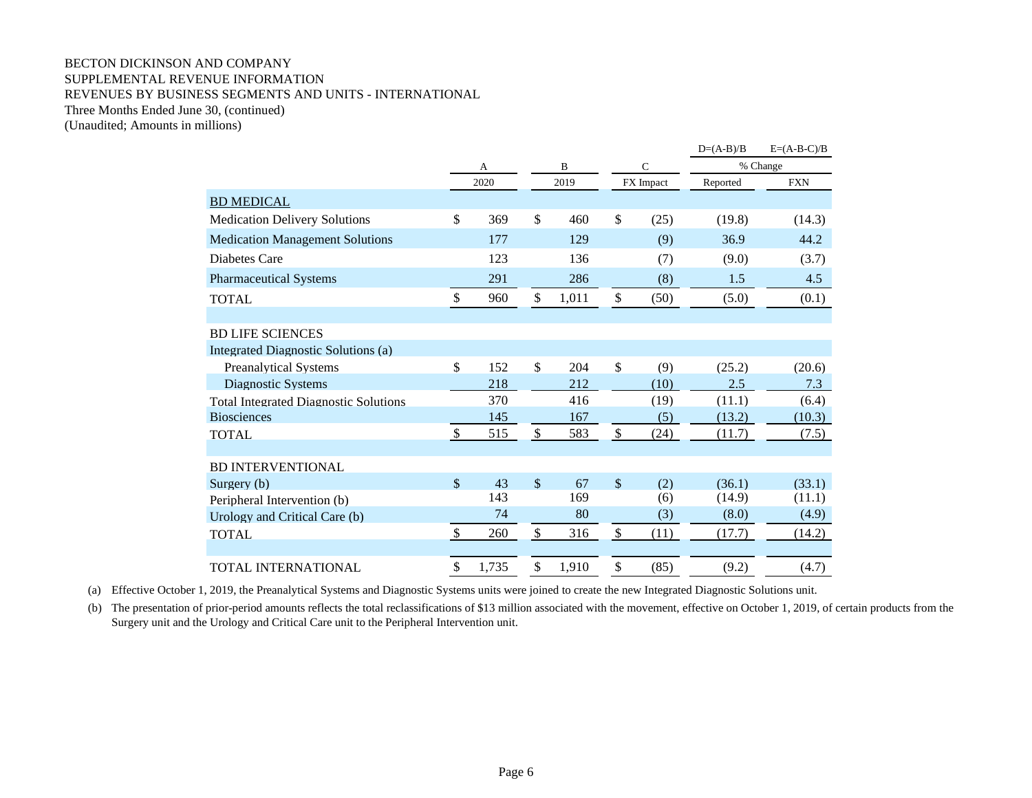BECTON DICKINSON AND COMPANY
SUPPLEMENTAL REVENUE INFORMATION
REVENUES BY BUSINESS SEGMENTS AND UNITS - INTERNATIONAL
Three Months Ended June 30, (continued)
(Unaudited; Amounts in millions)

| | A | B | C | D=(A-B)/B | E=(A-B-C)/B |
|---|---|---|---|---|---|
| | | | | % Change | |
| | 2020 | 2019 | FX Impact | Reported | FXN |
| **BD MEDICAL** | | | | | |
| Medication Delivery Solutions | $ 369 | $ 460 | $ (25) | (19.8) | (14.3) |
| Medication Management Solutions | 177 | 129 | (9) | 36.9 | 44.2 |
| Diabetes Care | 123 | 136 | (7) | (9.0) | (3.7) |
| Pharmaceutical Systems | 291 | 286 | (8) | 1.5 | 4.5 |
| TOTAL | $ 960 | $ 1,011 | $ (50) | (5.0) | (0.1) |
| | | | | | |
| BD LIFE SCIENCES | | | | | |
| Integrated Diagnostic Solutions (a) | | | | | |
| Preanalytical Systems | $ 152 | $ 204 | $ (9) | (25.2) | (20.6) |
| Diagnostic Systems | 218 | 212 | (10) | 2.5 | 7.3 |
| Total Integrated Diagnostic Solutions | 370 | 416 | (19) | (11.1) | (6.4) |
| Biosciences | 145 | 167 | (5) | (13.2) | (10.3) |
| TOTAL | $ 515 | $ 583 | $ (24) | (11.7) | (7.5) |
| | | | | | |
| BD INTERVENTIONAL | | | | | |
| Surgery (b) | $ 43 | $ 67 | $ (2) | (36.1) | (33.1) |
| Peripheral Intervention (b) | 143 | 169 | (6) | (14.9) | (11.1) |
| Urology and Critical Care (b) | 74 | 80 | (3) | (8.0) | (4.9) |
| TOTAL | $ 260 | $ 316 | $ (11) | (17.7) | (14.2) |
| | | | | | |
| TOTAL INTERNATIONAL | $ 1,735 | $ 1,910 | $ (85) | (9.2) | (4.7) |

(a) Effective October 1, 2019, the Preanalytical Systems and Diagnostic Systems units were joined to create the new Integrated Diagnostic Solutions unit.

(b) The presentation of prior-period amounts reflects the total reclassifications of $13 million associated with the movement, effective on October 1, 2019, of certain products from the Surgery unit and the Urology and Critical Care unit to the Peripheral Intervention unit.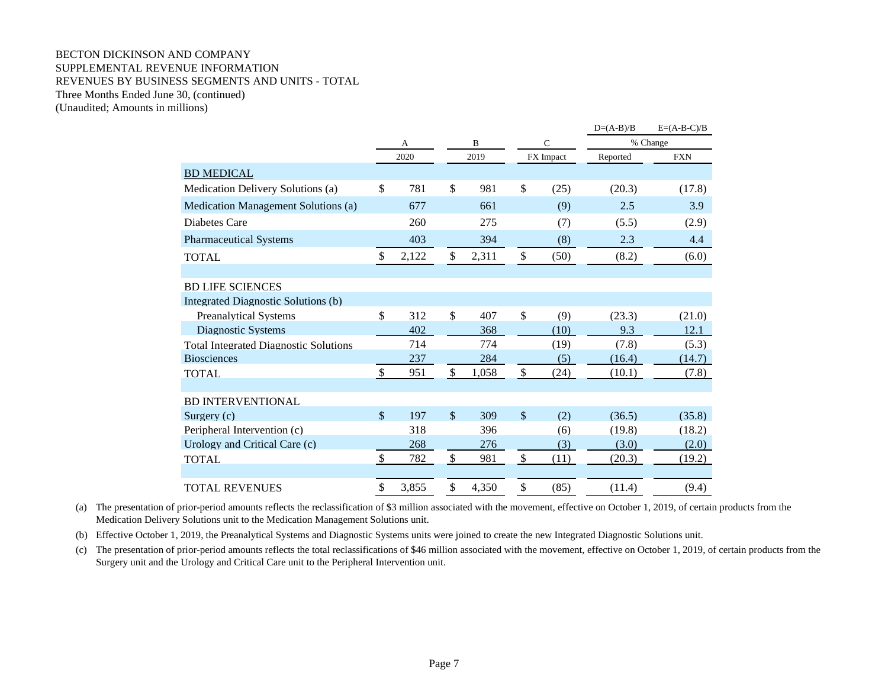BECTON DICKINSON AND COMPANY
SUPPLEMENTAL REVENUE INFORMATION
REVENUES BY BUSINESS SEGMENTS AND UNITS - TOTAL
Three Months Ended June 30, (continued)
(Unaudited; Amounts in millions)

| | A | B | C | D=(A-B)/B | E=(A-B-C)/B |
|---|---|---|---|---|---|
| | | | | % Change | |
| | 2020 | 2019 | FX Impact | Reported | FXN |
| BD MEDICAL | | | | | |
| Medication Delivery Solutions (a) | $ 781 | $ 981 | $ (25) | (20.3) | (17.8) |
| Medication Management Solutions (a) | 677 | 661 | (9) | 2.5 | 3.9 |
| Diabetes Care | 260 | 275 | (7) | (5.5) | (2.9) |
| Pharmaceutical Systems | 403 | 394 | (8) | 2.3 | 4.4 |
| TOTAL | $ 2,122 | $ 2,311 | $ (50) | (8.2) | (6.0) |
| | | | | | |
| BD LIFE SCIENCES | | | | | |
| Integrated Diagnostic Solutions (b) | | | | | |
| Preanalytical Systems | $ 312 | $ 407 | $ (9) | (23.3) | (21.0) |
| Diagnostic Systems | 402 | 368 | (10) | 9.3 | 12.1 |
| Total Integrated Diagnostic Solutions | 714 | 774 | (19) | (7.8) | (5.3) |
| Biosciences | 237 | 284 | (5) | (16.4) | (14.7) |
| TOTAL | $ 951 | $ 1,058 | $ (24) | (10.1) | (7.8) |
| | | | | | |
| BD INTERVENTIONAL | | | | | |
| Surgery (c) | $ 197 | $ 309 | $ (2) | (36.5) | (35.8) |
| Peripheral Intervention (c) | 318 | 396 | (6) | (19.8) | (18.2) |
| Urology and Critical Care (c) | 268 | 276 | (3) | (3.0) | (2.0) |
| TOTAL | $ 782 | $ 981 | $ (11) | (20.3) | (19.2) |
| | | | | | |
| TOTAL REVENUES | $ 3,855 | $ 4,350 | $ (85) | (11.4) | (9.4) |

(a) The presentation of prior-period amounts reflects the reclassification of $3 million associated with the movement, effective on October 1, 2019, of certain products from the Medication Delivery Solutions unit to the Medication Management Solutions unit.

(b) Effective October 1, 2019, the Preanalytical Systems and Diagnostic Systems units were joined to create the new Integrated Diagnostic Solutions unit.

(c) The presentation of prior-period amounts reflects the total reclassifications of $46 million associated with the movement, effective on October 1, 2019, of certain products from the Surgery unit and the Urology and Critical Care unit to the Peripheral Intervention unit.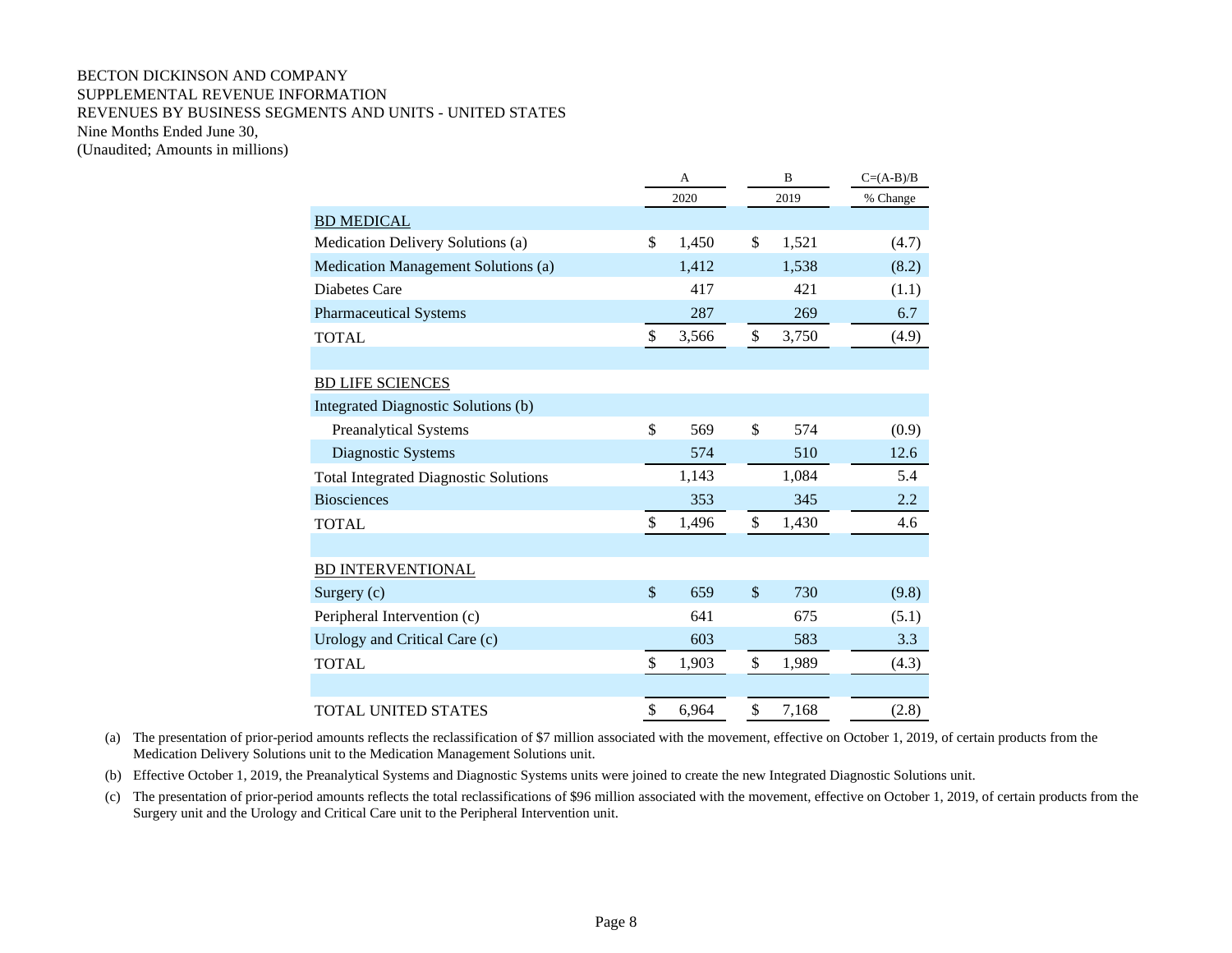BECTON DICKINSON AND COMPANY
SUPPLEMENTAL REVENUE INFORMATION
REVENUES BY BUSINESS SEGMENTS AND UNITS - UNITED STATES
Nine Months Ended June 30,
(Unaudited; Amounts in millions)

| | A | B | C=(A-B)/B |
|---|---|---|---|
| | 2020 | 2019 | % Change |
| BD MEDICAL | | | |
| Medication Delivery Solutions (a) | $ 1,450 | $ 1,521 | (4.7) |
| Medication Management Solutions (a) | 1,412 | 1,538 | (8.2) |
| Diabetes Care | 417 | 421 | (1.1) |
| Pharmaceutical Systems | 287 | 269 | 6.7 |
| TOTAL | $ 3,566 | $ 3,750 | (4.9) |
| | | | |
| BD LIFE SCIENCES | | | |
| Integrated Diagnostic Solutions (b) | | | |
| Preanalytical Systems | $ 569 | $ 574 | (0.9) |
| Diagnostic Systems | 574 | 510 | 12.6 |
| Total Integrated Diagnostic Solutions | 1,143 | 1,084 | 5.4 |
| Biosciences | 353 | 345 | 2.2 |
| TOTAL | $ 1,496 | $ 1,430 | 4.6 |
| | | | |
| BD INTERVENTIONAL | | | |
| Surgery (c) | $ 659 | $ 730 | (9.8) |
| Peripheral Intervention (c) | 641 | 675 | (5.1) |
| Urology and Critical Care (c) | 603 | 583 | 3.3 |
| TOTAL | $ 1,903 | $ 1,989 | (4.3) |
| | | | |
| TOTAL UNITED STATES | $ 6,964 | $ 7,168 | (2.8) |

(a) The presentation of prior-period amounts reflects the reclassification of $7 million associated with the movement, effective on October 1, 2019, of certain products from the Medication Delivery Solutions unit to the Medication Management Solutions unit.

(b) Effective October 1, 2019, the Preanalytical Systems and Diagnostic Systems units were joined to create the new Integrated Diagnostic Solutions unit.

(c) The presentation of prior-period amounts reflects the total reclassifications of $96 million associated with the movement, effective on October 1, 2019, of certain products from the Surgery unit and the Urology and Critical Care unit to the Peripheral Intervention unit.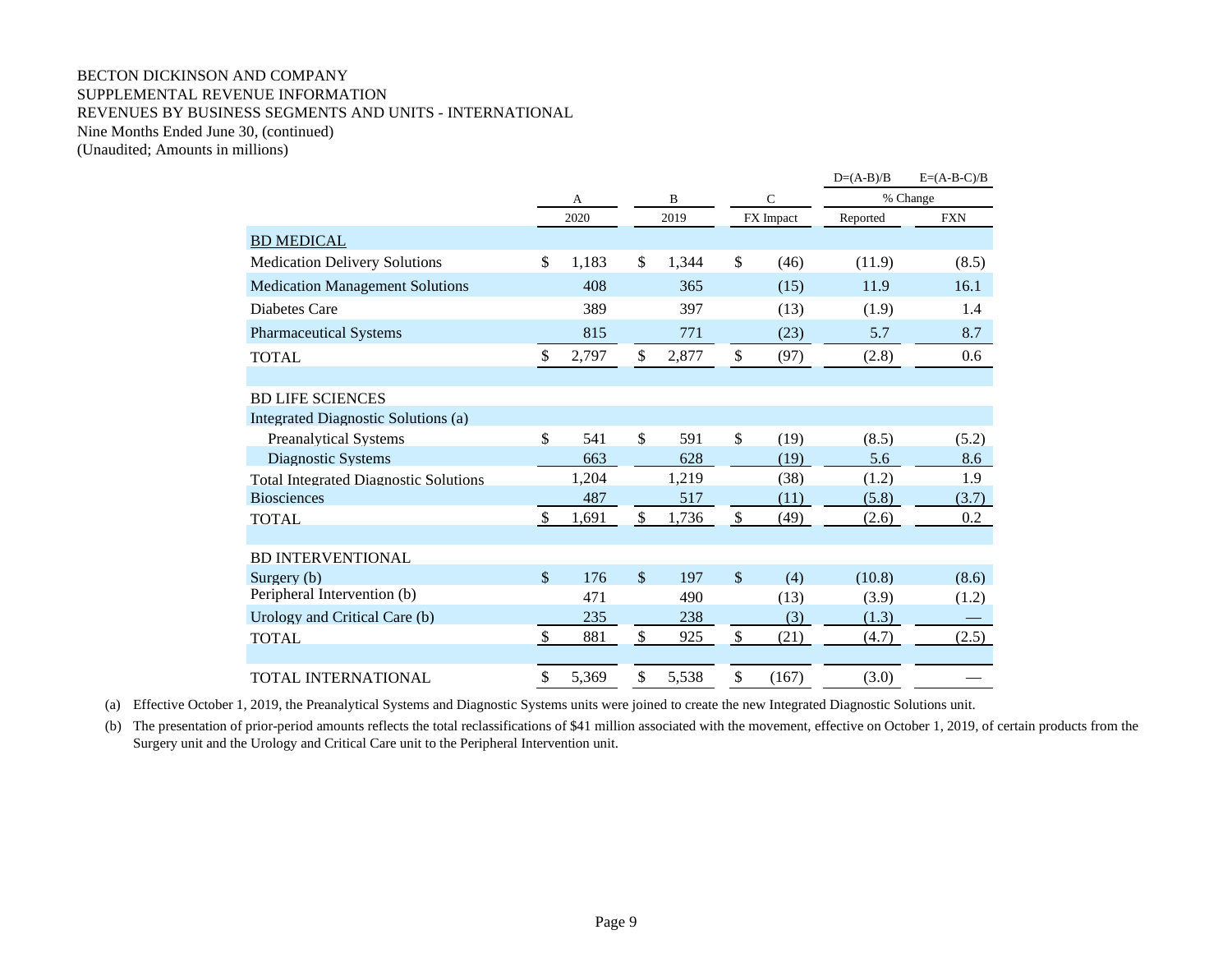BECTON DICKINSON AND COMPANY
SUPPLEMENTAL REVENUE INFORMATION
REVENUES BY BUSINESS SEGMENTS AND UNITS - INTERNATIONAL
Nine Months Ended June 30, (continued)
(Unaudited; Amounts in millions)

| | A | B | C | D=(A-B)/B | E=(A-B-C)/B |
|---|---|---|---|---|---|
| | | | | % Change | |
| | 2020 | 2019 | FX Impact | Reported | FXN |
| BD MEDICAL | | | | | |
| Medication Delivery Solutions | $ 1,183 | $ 1,344 | $ (46) | (11.9) | (8.5) |
| Medication Management Solutions | 408 | 365 | (15) | 11.9 | 16.1 |
| Diabetes Care | 389 | 397 | (13) | (1.9) | 1.4 |
| Pharmaceutical Systems | 815 | 771 | (23) | 5.7 | 8.7 |
| TOTAL | $ 2,797 | $ 2,877 | $ (97) | (2.8) | 0.6 |
| | | | | | |
| BD LIFE SCIENCES | | | | | |
| Integrated Diagnostic Solutions (a) | | | | | |
| Preanalytical Systems | $ 541 | $ 591 | $ (19) | (8.5) | (5.2) |
| Diagnostic Systems | 663 | 628 | (19) | 5.6 | 8.6 |
| Total Integrated Diagnostic Solutions | 1,204 | 1,219 | (38) | (1.2) | 1.9 |
| Biosciences | 487 | 517 | (11) | (5.8) | (3.7) |
| TOTAL | $ 1,691 | $ 1,736 | $ (49) | (2.6) | 0.2 |
| | | | | | |
| BD INTERVENTIONAL | | | | | |
| Surgery (b) | $ 176 | $ 197 | $ (4) | (10.8) | (8.6) |
| Peripheral Intervention (b) | 471 | 490 | (13) | (3.9) | (1.2) |
| Urology and Critical Care (b) | 235 | 238 | (3) | (1.3) | — |
| TOTAL | $ 881 | $ 925 | $ (21) | (4.7) | (2.5) |
| | | | | | |
| TOTAL INTERNATIONAL | $ 5,369 | $ 5,538 | $ (167) | (3.0) | — |

(a) Effective October 1, 2019, the Preanalytical Systems and Diagnostic Systems units were joined to create the new Integrated Diagnostic Solutions unit.

(b) The presentation of prior-period amounts reflects the total reclassifications of $41 million associated with the movement, effective on October 1, 2019, of certain products from the Surgery unit and the Urology and Critical Care unit to the Peripheral Intervention unit.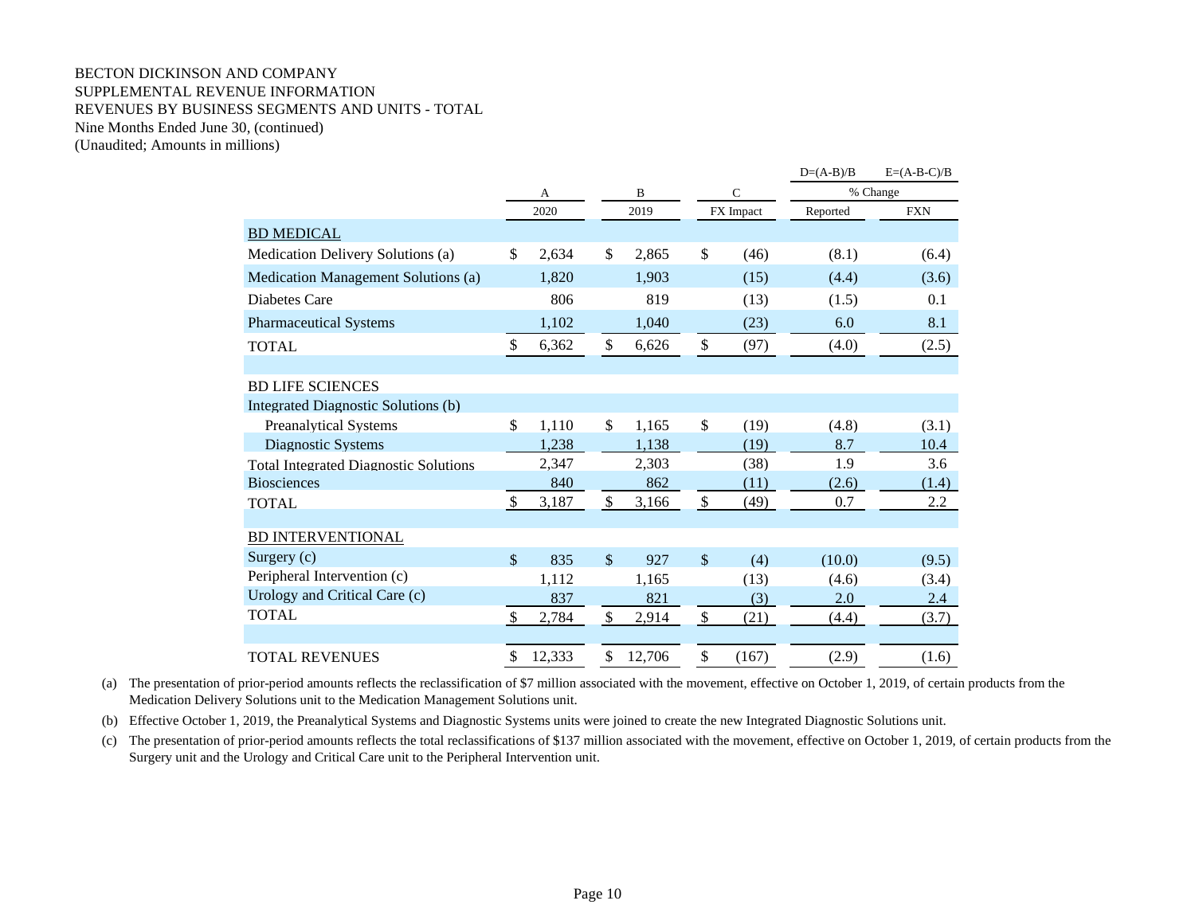BECTON DICKINSON AND COMPANY
SUPPLEMENTAL REVENUE INFORMATION
REVENUES BY BUSINESS SEGMENTS AND UNITS - TOTAL
Nine Months Ended June 30, (continued)
(Unaudited; Amounts in millions)

| | A | B | C | D=(A-B)/B | E=(A-B-C)/B |
|---|---|---|---|---|---|
| | | | | % Change | |
| | 2020 | 2019 | FX Impact | Reported | FXN |
| **BD MEDICAL** | | | | | |
| Medication Delivery Solutions (a) | $ 2,634 | $ 2,865 | $ (46) | (8.1) | (6.4) |
| Medication Management Solutions (a) | 1,820 | 1,903 | (15) | (4.4) | (3.6) |
| Diabetes Care | 806 | 819 | (13) | (1.5) | 0.1 |
| Pharmaceutical Systems | 1,102 | 1,040 | (23) | 6.0 | 8.1 |
| TOTAL | $ 6,362 | $ 6,626 | $ (97) | (4.0) | (2.5) |
| | | | | | |
| **BD LIFE SCIENCES** | | | | | |
| Integrated Diagnostic Solutions (b) | | | | | |
| Preanalytical Systems | $ 1,110 | $ 1,165 | $ (19) | (4.8) | (3.1) |
| Diagnostic Systems | 1,238 | 1,138 | (19) | 8.7 | 10.4 |
| Total Integrated Diagnostic Solutions | 2,347 | 2,303 | (38) | 1.9 | 3.6 |
| Biosciences | 840 | 862 | (11) | (2.6) | (1.4) |
| TOTAL | $ 3,187 | $ 3,166 | $ (49) | 0.7 | 2.2 |
| | | | | | |
| **BD INTERVENTIONAL** | | | | | |
| Surgery (c) | $ 835 | $ 927 | $ (4) | (10.0) | (9.5) |
| Peripheral Intervention (c) | 1,112 | 1,165 | (13) | (4.6) | (3.4) |
| Urology and Critical Care (c) | 837 | 821 | (3) | 2.0 | 2.4 |
| TOTAL | $ 2,784 | $ 2,914 | $ (21) | (4.4) | (3.7) |
| | | | | | |
| TOTAL REVENUES | $ 12,333 | $ 12,706 | $ (167) | (2.9) | (1.6) |

(a) The presentation of prior-period amounts reflects the reclassification of $7 million associated with the movement, effective on October 1, 2019, of certain products from the Medication Delivery Solutions unit to the Medication Management Solutions unit.

(b) Effective October 1, 2019, the Preanalytical Systems and Diagnostic Systems units were joined to create the new Integrated Diagnostic Solutions unit.

(c) The presentation of prior-period amounts reflects the total reclassifications of $137 million associated with the movement, effective on October 1, 2019, of certain products from the Surgery unit and the Urology and Critical Care unit to the Peripheral Intervention unit.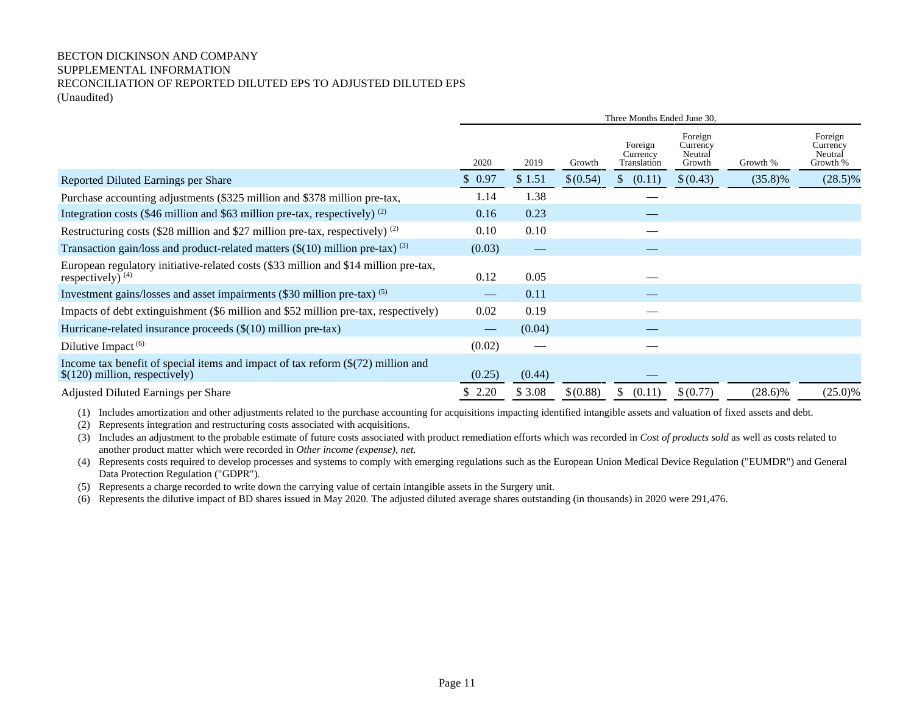BECTON DICKINSON AND COMPANY
SUPPLEMENTAL INFORMATION
RECONCILIATION OF REPORTED DILUTED EPS TO ADJUSTED DILUTED EPS
(Unaudited)

| | Three Months Ended June 30, | | | | | | |
|---|---|---|---|---|---|---|---|
| | 2020 | 2019 | Growth | Foreign Currency Translation | Foreign Currency Neutral Growth | Growth % | Foreign Currency Neutral Growth % |
| Reported Diluted Earnings per Share | $ 0.97 | $ 1.51 | $ (0.54) | $ (0.11) | $ (0.43) | (35.8)% | (28.5)% |
| Purchase accounting adjustments ($325 million and $378 million pre-tax, | 1.14 | 1.38 | | — | | | |
| Integration costs ($46 million and $63 million pre-tax, respectively) (2) | 0.16 | 0.23 | | — | | | |
| Restructuring costs ($28 million and $27 million pre-tax, respectively) (2) | 0.10 | 0.10 | | — | | | |
| Transaction gain/loss and product-related matters ($(10) million pre-tax) (3) | (0.03) | — | | — | | | |
| European regulatory initiative-related costs ($33 million and $14 million pre-tax, respectively) (4) | 0.12 | 0.05 | | — | | | |
| Investment gains/losses and asset impairments ($30 million pre-tax) (5) | — | 0.11 | | — | | | |
| Impacts of debt extinguishment ($6 million and $52 million pre-tax, respectively) | 0.02 | 0.19 | | — | | | |
| Hurricane-related insurance proceeds ($(10) million pre-tax) | — | (0.04) | | — | | | |
| Dilutive Impact (6) | (0.02) | — | | — | | | |
| Income tax benefit of special items and impact of tax reform ($(72) million and $(120) million, respectively) | (0.25) | (0.44) | | — | | | |
| Adjusted Diluted Earnings per Share | $ 2.20 | $ 3.08 | $ (0.88) | $ (0.11) | $ (0.77) | (28.6)% | (25.0)% |

(1) Includes amortization and other adjustments related to the purchase accounting for acquisitions impacting identified intangible assets and valuation of fixed assets and debt.
(2) Represents integration and restructuring costs associated with acquisitions.
(3) Includes an adjustment to the probable estimate of future costs associated with product remediation efforts which was recorded in *Cost of products sold* as well as costs related to another product matter which were recorded in *Other income (expense), net.*
(4) Represents costs required to develop processes and systems to comply with emerging regulations such as the European Union Medical Device Regulation ("EUMDR") and General Data Protection Regulation ("GDPR").
(5) Represents a charge recorded to write down the carrying value of certain intangible assets in the Surgery unit.
(6) Represents the dilutive impact of BD shares issued in May 2020. The adjusted diluted average shares outstanding (in thousands) in 2020 were 291,476.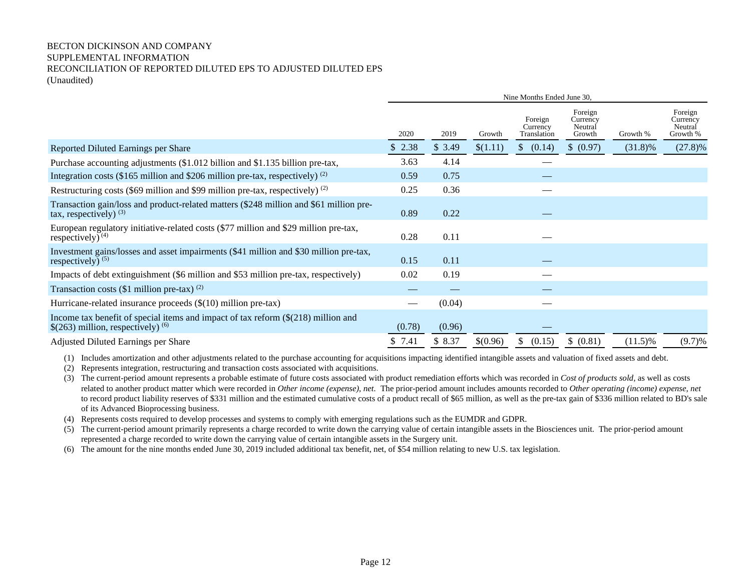BECTON DICKINSON AND COMPANY
SUPPLEMENTAL INFORMATION
RECONCILIATION OF REPORTED DILUTED EPS TO ADJUSTED DILUTED EPS
(Unaudited)

| | Nine Months Ended June 30, | | | | | | |
|---|---|---|---|---|---|---|---|
| | 2020 | 2019 | Growth | Foreign Currency Translation | Foreign Currency Neutral Growth | Growth % | Foreign Currency Neutral Growth % |
| Reported Diluted Earnings per Share | $ 2.38 | $ 3.49 | $(1.11) | $ (0.14) | $ (0.97) | (31.8)% | (27.8)% |
| Purchase accounting adjustments ($1.012 billion and $1.135 billion pre-tax, | 3.63 | 4.14 | | — | | | |
| Integration costs ($165 million and $206 million pre-tax, respectively) (2) | 0.59 | 0.75 | | — | | | |
| Restructuring costs ($69 million and $99 million pre-tax, respectively) (2) | 0.25 | 0.36 | | — | | | |
| Transaction gain/loss and product-related matters ($248 million and $61 million pre-tax, respectively) (3) | 0.89 | 0.22 | | — | | | |
| European regulatory initiative-related costs ($77 million and $29 million pre-tax, respectively) (4) | 0.28 | 0.11 | | — | | | |
| Investment gains/losses and asset impairments ($41 million and $30 million pre-tax, respectively) (5) | 0.15 | 0.11 | | — | | | |
| Impacts of debt extinguishment ($6 million and $53 million pre-tax, respectively) | 0.02 | 0.19 | | — | | | |
| Transaction costs ($1 million pre-tax) (2) | — | — | | — | | | |
| Hurricane-related insurance proceeds ($(10) million pre-tax) | — | (0.04) | | — | | | |
| Income tax benefit of special items and impact of tax reform ($(218) million and $(263) million, respectively) (6) | (0.78) | (0.96) | | — | | | |
| Adjusted Diluted Earnings per Share | $ 7.41 | $ 8.37 | $(0.96) | $ (0.15) | $ (0.81) | (11.5)% | (9.7)% |

(1) Includes amortization and other adjustments related to the purchase accounting for acquisitions impacting identified intangible assets and valuation of fixed assets and debt.

(2) Represents integration, restructuring and transaction costs associated with acquisitions.

(3) The current-period amount represents a probable estimate of future costs associated with product remediation efforts which was recorded in *Cost of products sold*, as well as costs related to another product matter which were recorded in *Other income (expense), net*. The prior-period amount includes amounts recorded to *Other operating (income) expense, net* to record product liability reserves of $331 million and the estimated cumulative costs of a product recall of $65 million, as well as the pre-tax gain of $336 million related to BD's sale of its Advanced Bioprocessing business.

(4) Represents costs required to develop processes and systems to comply with emerging regulations such as the EUMDR and GDPR.

(5) The current-period amount primarily represents a charge recorded to write down the carrying value of certain intangible assets in the Biosciences unit. The prior-period amount represented a charge recorded to write down the carrying value of certain intangible assets in the Surgery unit.

(6) The amount for the nine months ended June 30, 2019 included additional tax benefit, net, of $54 million relating to new U.S. tax legislation.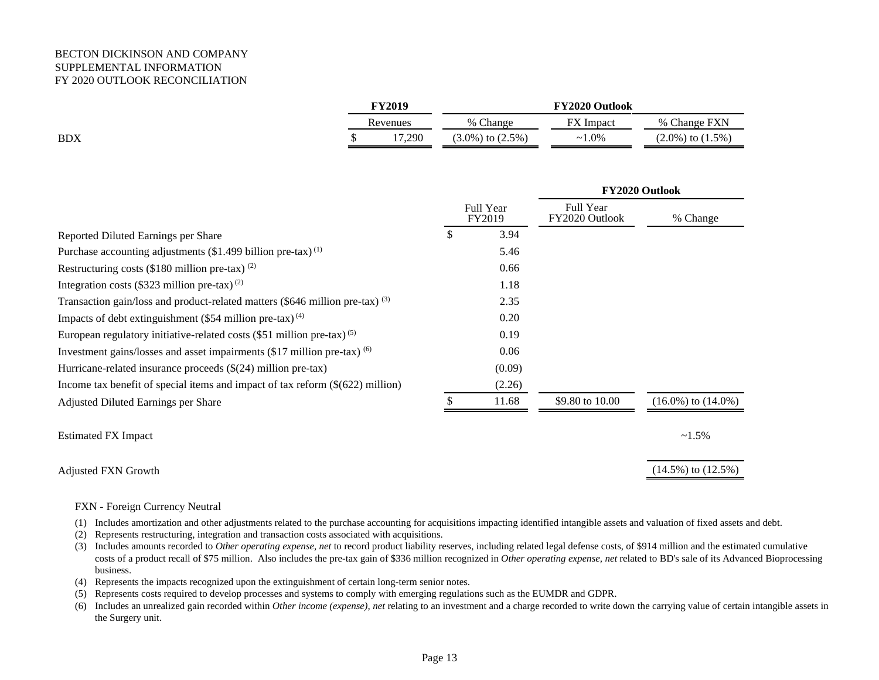BECTON DICKINSON AND COMPANY
SUPPLEMENTAL INFORMATION
FY 2020 OUTLOOK RECONCILIATION

| | FY2019 | FY2020 Outlook | | |
|---|---|---|---|---|
| | Revenues | % Change | FX Impact | % Change FXN |
| BDX | $ 17,290 | (3.0%) to (2.5%) | ~1.0% | (2.0%) to (1.5%) |

| | | FY2020 Outlook | |
|---|---|---|---|
| | Full Year FY2019 | Full Year FY2020 Outlook | % Change |
| Reported Diluted Earnings per Share | $ 3.94 | | |
| Purchase accounting adjustments ($1.499 billion pre-tax) (1) | 5.46 | | |
| Restructuring costs ($180 million pre-tax) (2) | 0.66 | | |
| Integration costs ($323 million pre-tax) (2) | 1.18 | | |
| Transaction gain/loss and product-related matters ($646 million pre-tax) (3) | 2.35 | | |
| Impacts of debt extinguishment ($54 million pre-tax) (4) | 0.20 | | |
| European regulatory initiative-related costs ($51 million pre-tax) (5) | 0.19 | | |
| Investment gains/losses and asset impairments ($17 million pre-tax) (6) | 0.06 | | |
| Hurricane-related insurance proceeds ($(24) million pre-tax) | (0.09) | | |
| Income tax benefit of special items and impact of tax reform ($(622) million) | (2.26) | | |
| Adjusted Diluted Earnings per Share | $ 11.68 | $9.80 to 10.00 | (16.0%) to (14.0%) |
| Estimated FX Impact | | | ~1.5% |
| Adjusted FXN Growth | | | (14.5%) to (12.5%) |

FXN - Foreign Currency Neutral

(1) Includes amortization and other adjustments related to the purchase accounting for acquisitions impacting identified intangible assets and valuation of fixed assets and debt.
(2) Represents restructuring, integration and transaction costs associated with acquisitions.
(3) Includes amounts recorded to *Other operating expense, net* to record product liability reserves, including related legal defense costs, of $914 million and the estimated cumulative costs of a product recall of $75 million. Also includes the pre-tax gain of $336 million recognized in *Other operating expense, net* related to BD's sale of its Advanced Bioprocessing business.
(4) Represents the impacts recognized upon the extinguishment of certain long-term senior notes.
(5) Represents costs required to develop processes and systems to comply with emerging regulations such as the EUMDR and GDPR.
(6) Includes an unrealized gain recorded within *Other income (expense), net* relating to an investment and a charge recorded to write down the carrying value of certain intangible assets in the Surgery unit.